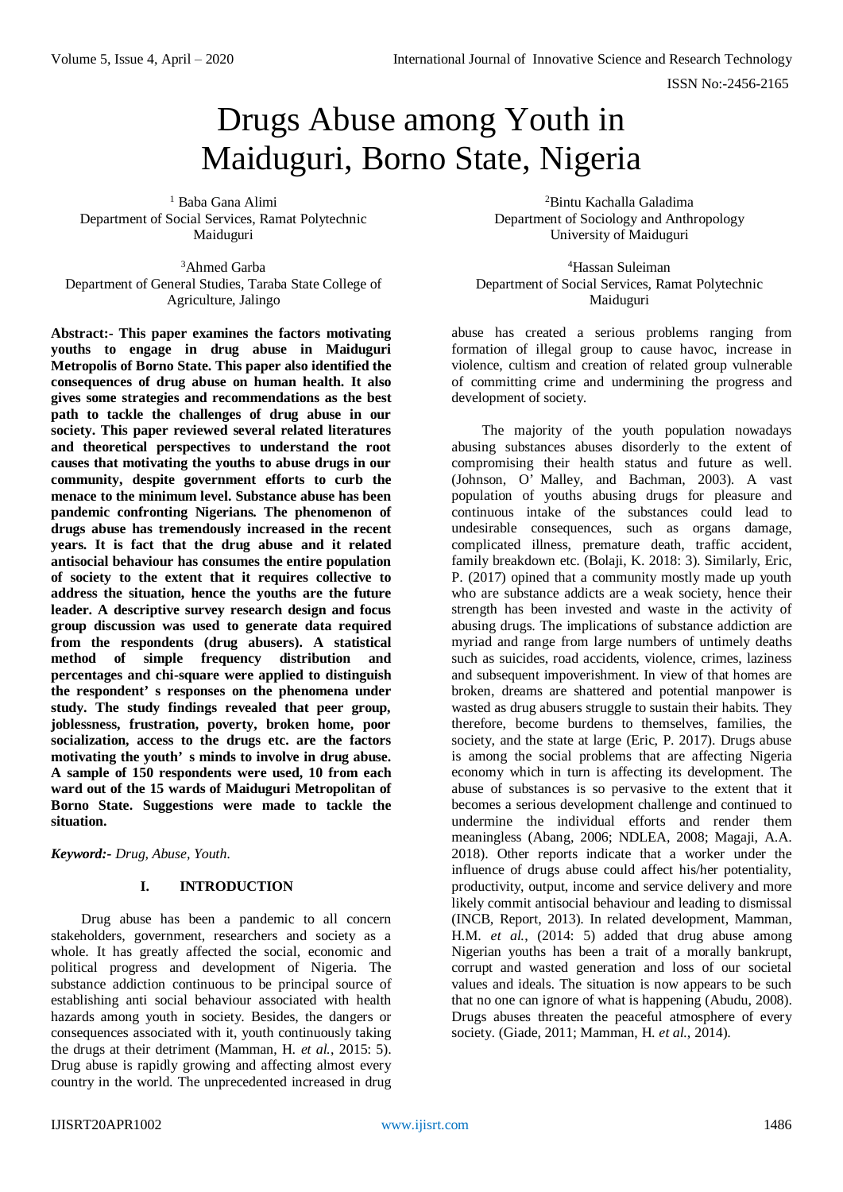# Drugs Abuse among Youth in Maiduguri, Borno State, Nigeria

[1] Baba Gana Alimi
Department of Social Services, Ramat Polytechnic Maiduguri

[2]Bintu Kachalla Galadima
Department of Sociology and Anthropology University of Maiduguri

[3]Ahmed Garba
Department of General Studies, Taraba State College of Agriculture, Jalingo

[4]Hassan Suleiman
Department of Social Services, Ramat Polytechnic Maiduguri

**Abstract:- This paper examines the factors motivating youths to engage in drug abuse in Maiduguri Metropolis of Borno State. This paper also identified the consequences of drug abuse on human health. It also gives some strategies and recommendations as the best path to tackle the challenges of drug abuse in our society. This paper reviewed several related literatures and theoretical perspectives to understand the root causes that motivating the youths to abuse drugs in our community, despite government efforts to curb the menace to the minimum level. Substance abuse has been pandemic confronting Nigerians. The phenomenon of drugs abuse has tremendously increased in the recent years. It is fact that the drug abuse and it related antisocial behaviour has consumes the entire population of society to the extent that it requires collective to address the situation, hence the youths are the future leader. A descriptive survey research design and focus group discussion was used to generate data required from the respondents (drug abusers). A statistical method of simple frequency distribution and percentages and chi-square were applied to distinguish the respondent' s responses on the phenomena under study. The study findings revealed that peer group, joblessness, frustration, poverty, broken home, poor socialization, access to the drugs etc. are the factors motivating the youth' s minds to involve in drug abuse. A sample of 150 respondents were used, 10 from each ward out of the 15 wards of Maiduguri Metropolitan of Borno State. Suggestions were made to tackle the situation.**

***Keyword:-** Drug, Abuse, Youth.*

## I. INTRODUCTION

Drug abuse has been a pandemic to all concern stakeholders, government, researchers and society as a whole. It has greatly affected the social, economic and political progress and development of Nigeria. The substance addiction continuous to be principal source of establishing anti social behaviour associated with health hazards among youth in society. Besides, the dangers or consequences associated with it, youth continuously taking the drugs at their detriment (Mamman, H. *et al.*, 2015: 5). Drug abuse is rapidly growing and affecting almost every country in the world. The unprecedented increased in drug abuse has created a serious problems ranging from formation of illegal group to cause havoc, increase in violence, cultism and creation of related group vulnerable of committing crime and undermining the progress and development of society.

The majority of the youth population nowadays abusing substances abuses disorderly to the extent of compromising their health status and future as well. (Johnson, O' Malley, and Bachman, 2003). A vast population of youths abusing drugs for pleasure and continuous intake of the substances could lead to undesirable consequences, such as organs damage, complicated illness, premature death, traffic accident, family breakdown etc. (Bolaji, K. 2018: 3). Similarly, Eric, P. (2017) opined that a community mostly made up youth who are substance addicts are a weak society, hence their strength has been invested and waste in the activity of abusing drugs. The implications of substance addiction are myriad and range from large numbers of untimely deaths such as suicides, road accidents, violence, crimes, laziness and subsequent impoverishment. In view of that homes are broken, dreams are shattered and potential manpower is wasted as drug abusers struggle to sustain their habits. They therefore, become burdens to themselves, families, the society, and the state at large (Eric, P. 2017). Drugs abuse is among the social problems that are affecting Nigeria economy which in turn is affecting its development. The abuse of substances is so pervasive to the extent that it becomes a serious development challenge and continued to undermine the individual efforts and render them meaningless (Abang, 2006; NDLEA, 2008; Magaji, A.A. 2018). Other reports indicate that a worker under the influence of drugs abuse could affect his/her potentiality, productivity, output, income and service delivery and more likely commit antisocial behaviour and leading to dismissal (INCB, Report, 2013). In related development, Mamman, H.M. *et al.*, (2014: 5) added that drug abuse among Nigerian youths has been a trait of a morally bankrupt, corrupt and wasted generation and loss of our societal values and ideals. The situation is now appears to be such that no one can ignore of what is happening (Abudu, 2008). Drugs abuses threaten the peaceful atmosphere of every society. (Giade, 2011; Mamman, H. *et al.*, 2014).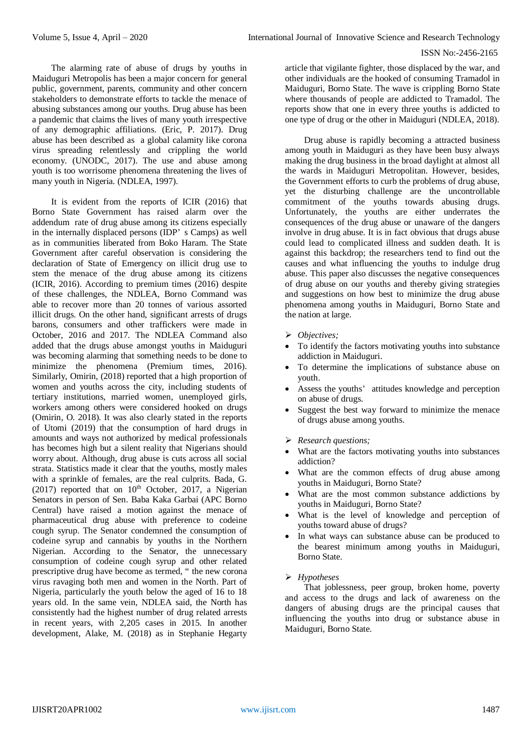The alarming rate of abuse of drugs by youths in Maiduguri Metropolis has been a major concern for general public, government, parents, community and other concern stakeholders to demonstrate efforts to tackle the menace of abusing substances among our youths. Drug abuse has been a pandemic that claims the lives of many youth irrespective of any demographic affiliations. (Eric, P. 2017). Drug abuse has been described as a global calamity like corona virus spreading relentlessly and crippling the world economy. (UNODC, 2017). The use and abuse among youth is too worrisome phenomena threatening the lives of many youth in Nigeria. (NDLEA, 1997).

It is evident from the reports of ICIR (2016) that Borno State Government has raised alarm over the addendum rate of drug abuse among its citizens especially in the internally displaced persons (IDP' s Camps) as well as in communities liberated from Boko Haram. The State Government after careful observation is considering the declaration of State of Emergency on illicit drug use to stem the menace of the drug abuse among its citizens (ICIR, 2016). According to premium times (2016) despite of these challenges, the NDLEA, Borno Command was able to recover more than 20 tonnes of various assorted illicit drugs. On the other hand, significant arrests of drugs barons, consumers and other traffickers were made in October, 2016 and 2017. The NDLEA Command also added that the drugs abuse amongst youths in Maiduguri was becoming alarming that something needs to be done to minimize the phenomena (Premium times, 2016). Similarly, Omirin, (2018) reported that a high proportion of women and youths across the city, including students of tertiary institutions, married women, unemployed girls, workers among others were considered hooked on drugs (Omirin, O. 2018). It was also clearly stated in the reports of Utomi (2019) that the consumption of hard drugs in amounts and ways not authorized by medical professionals has becomes high but a silent reality that Nigerians should worry about. Although, drug abuse is cuts across all social strata. Statistics made it clear that the youths, mostly males with a sprinkle of females, are the real culprits. Bada, G. (2017) reported that on 10th October, 2017, a Nigerian Senators in person of Sen. Baba Kaka Garbai (APC Borno Central) have raised a motion against the menace of pharmaceutical drug abuse with preference to codeine cough syrup. The Senator condemned the consumption of codeine syrup and cannabis by youths in the Northern Nigerian. According to the Senator, the unnecessary consumption of codeine cough syrup and other related prescriptive drug have become as termed, " the new corona virus ravaging both men and women in the North. Part of Nigeria, particularly the youth below the aged of 16 to 18 years old. In the same vein, NDLEA said, the North has consistently had the highest number of drug related arrests in recent years, with 2,205 cases in 2015. In another development, Alake, M. (2018) as in Stephanie Hegarty article that vigilante fighter, those displaced by the war, and other individuals are the hooked of consuming Tramadol in Maiduguri, Borno State. The wave is crippling Borno State where thousands of people are addicted to Tramadol. The reports show that one in every three youths is addicted to one type of drug or the other in Maiduguri (NDLEA, 2018).

Drug abuse is rapidly becoming a attracted business among youth in Maiduguri as they have been busy always making the drug business in the broad daylight at almost all the wards in Maiduguri Metropolitan. However, besides, the Government efforts to curb the problems of drug abuse, yet the disturbing challenge are the uncontrollable commitment of the youths towards abusing drugs. Unfortunately, the youths are either underrates the consequences of the drug abuse or unaware of the dangers involve in drug abuse. It is in fact obvious that drugs abuse could lead to complicated illness and sudden death. It is against this backdrop; the researchers tend to find out the causes and what influencing the youths to indulge drug abuse. This paper also discusses the negative consequences of drug abuse on our youths and thereby giving strategies and suggestions on how best to minimize the drug abuse phenomena among youths in Maiduguri, Borno State and the nation at large.

- *Objectives;*
  - To identify the factors motivating youths into substance addiction in Maiduguri.
  - To determine the implications of substance abuse on youth.
  - Assess the youths' attitudes knowledge and perception on abuse of drugs.
  - Suggest the best way forward to minimize the menace of drugs abuse among youths.

- *Research questions;*
  - What are the factors motivating youths into substances addiction?
  - What are the common effects of drug abuse among youths in Maiduguri, Borno State?
  - What are the most common substance addictions by youths in Maiduguri, Borno State?
  - What is the level of knowledge and perception of youths toward abuse of drugs?
  - In what ways can substance abuse can be produced to the bearest minimum among youths in Maiduguri, Borno State.

- *Hypotheses*

That joblessness, peer group, broken home, poverty and access to the drugs and lack of awareness on the dangers of abusing drugs are the principal causes that influencing the youths into drug or substance abuse in Maiduguri, Borno State.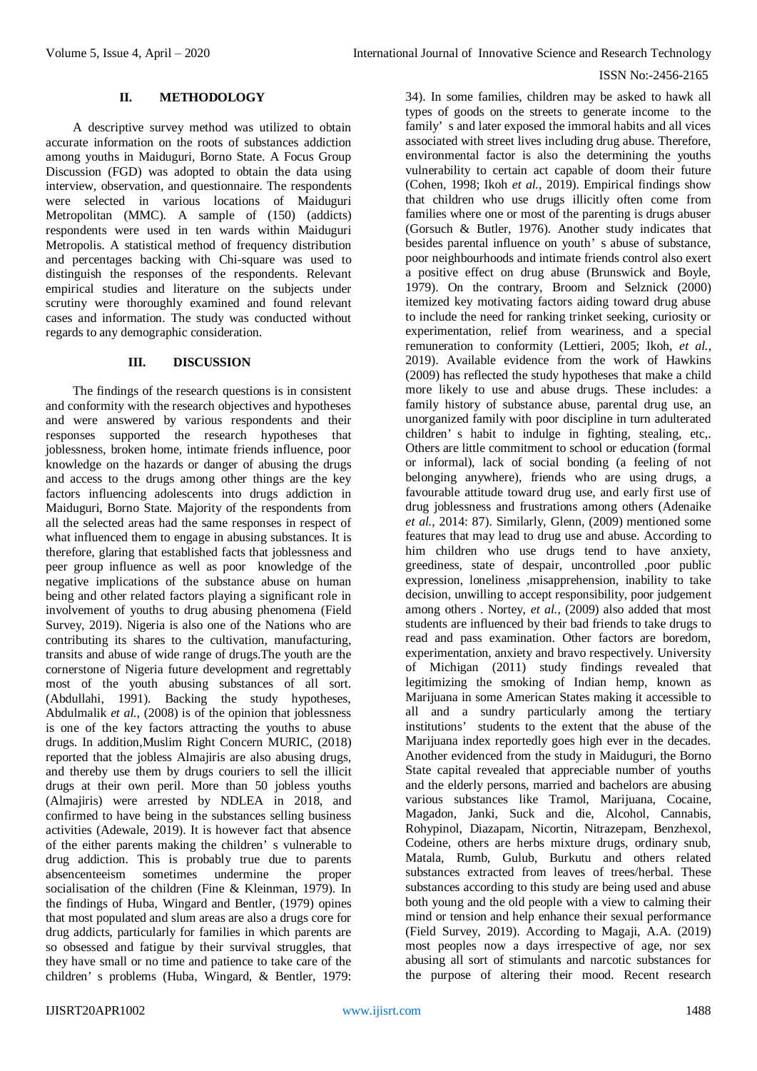## II. METHODOLOGY

A descriptive survey method was utilized to obtain accurate information on the roots of substances addiction among youths in Maiduguri, Borno State. A Focus Group Discussion (FGD) was adopted to obtain the data using interview, observation, and questionnaire. The respondents were selected in various locations of Maiduguri Metropolitan (MMC). A sample of (150) (addicts) respondents were used in ten wards within Maiduguri Metropolis. A statistical method of frequency distribution and percentages backing with Chi-square was used to distinguish the responses of the respondents. Relevant empirical studies and literature on the subjects under scrutiny were thoroughly examined and found relevant cases and information. The study was conducted without regards to any demographic consideration.

## III. DISCUSSION

The findings of the research questions is in consistent and conformity with the research objectives and hypotheses and were answered by various respondents and their responses supported the research hypotheses that joblessness, broken home, intimate friends influence, poor knowledge on the hazards or danger of abusing the drugs and access to the drugs among other things are the key factors influencing adolescents into drugs addiction in Maiduguri, Borno State. Majority of the respondents from all the selected areas had the same responses in respect of what influenced them to engage in abusing substances. It is therefore, glaring that established facts that joblessness and peer group influence as well as poor knowledge of the negative implications of the substance abuse on human being and other related factors playing a significant role in involvement of youths to drug abusing phenomena (Field Survey, 2019). Nigeria is also one of the Nations who are contributing its shares to the cultivation, manufacturing, transits and abuse of wide range of drugs.The youth are the cornerstone of Nigeria future development and regrettably most of the youth abusing substances of all sort. (Abdullahi, 1991). Backing the study hypotheses, Abdulmalik *et al.*, (2008) is of the opinion that joblessness is one of the key factors attracting the youths to abuse drugs. In addition,Muslim Right Concern MURIC, (2018) reported that the jobless Almajiris are also abusing drugs, and thereby use them by drugs couriers to sell the illicit drugs at their own peril. More than 50 jobless youths (Almajiris) were arrested by NDLEA in 2018, and confirmed to have being in the substances selling business activities (Adewale, 2019). It is however fact that absence of the either parents making the children' s vulnerable to drug addiction. This is probably true due to parents absenceteeism sometimes undermine the proper socialisation of the children (Fine & Kleinman, 1979). In the findings of Huba, Wingard and Bentler, (1979) opines that most populated and slum areas are also a drugs core for drug addicts, particularly for families in which parents are so obsessed and fatigue by their survival struggles, that they have small or no time and patience to take care of the children' s problems (Huba, Wingard, & Bentler, 1979: 34). In some families, children may be asked to hawk all types of goods on the streets to generate income to the family' s and later exposed the immoral habits and all vices associated with street lives including drug abuse. Therefore, environmental factor is also the determining the youths vulnerability to certain act capable of doom their future (Cohen, 1998; Ikoh *et al.*, 2019). Empirical findings show that children who use drugs illicitly often come from families where one or most of the parenting is drugs abuser (Gorsuch & Butler, 1976). Another study indicates that besides parental influence on youth' s abuse of substance, poor neighbourhoods and intimate friends control also exert a positive effect on drug abuse (Brunswick and Boyle, 1979). On the contrary, Broom and Selznick (2000) itemized key motivating factors aiding toward drug abuse to include the need for ranking trinket seeking, curiosity or experimentation, relief from weariness, and a special remuneration to conformity (Lettieri, 2005; Ikoh, *et al.*, 2019). Available evidence from the work of Hawkins (2009) has reflected the study hypotheses that make a child more likely to use and abuse drugs. These includes: a family history of substance abuse, parental drug use, an unorganized family with poor discipline in turn adulterated children' s habit to indulge in fighting, stealing, etc,. Others are little commitment to school or education (formal or informal), lack of social bonding (a feeling of not belonging anywhere), friends who are using drugs, a favourable attitude toward drug use, and early first use of drug joblessness and frustrations among others (Adenaike *et al.*, 2014: 87). Similarly, Glenn, (2009) mentioned some features that may lead to drug use and abuse. According to him children who use drugs tend to have anxiety, greediness, state of despair, uncontrolled ,poor public expression, loneliness ,misapprehension, inability to take decision, unwilling to accept responsibility, poor judgement among others . Nortey, *et al.*, (2009) also added that most students are influenced by their bad friends to take drugs to read and pass examination. Other factors are boredom, experimentation, anxiety and bravo respectively. University of Michigan (2011) study findings revealed that legitimizing the smoking of Indian hemp, known as Marijuana in some American States making it accessible to all and a sundry particularly among the tertiary institutions' students to the extent that the abuse of the Marijuana index reportedly goes high ever in the decades. Another evidenced from the study in Maiduguri, the Borno State capital revealed that appreciable number of youths and the elderly persons, married and bachelors are abusing various substances like Tramol, Marijuana, Cocaine, Magadon, Janki, Suck and die, Alcohol, Cannabis, Rohypinol, Diazapam, Nicortin, Nitrazepam, Benzhexol, Codeine, others are herbs mixture drugs, ordinary snub, Matala, Rumb, Gulub, Burkutu and others related substances extracted from leaves of trees/herbal. These substances according to this study are being used and abuse both young and the old people with a view to calming their mind or tension and help enhance their sexual performance (Field Survey, 2019). According to Magaji, A.A. (2019) most peoples now a days irrespective of age, nor sex abusing all sort of stimulants and narcotic substances for the purpose of altering their mood. Recent research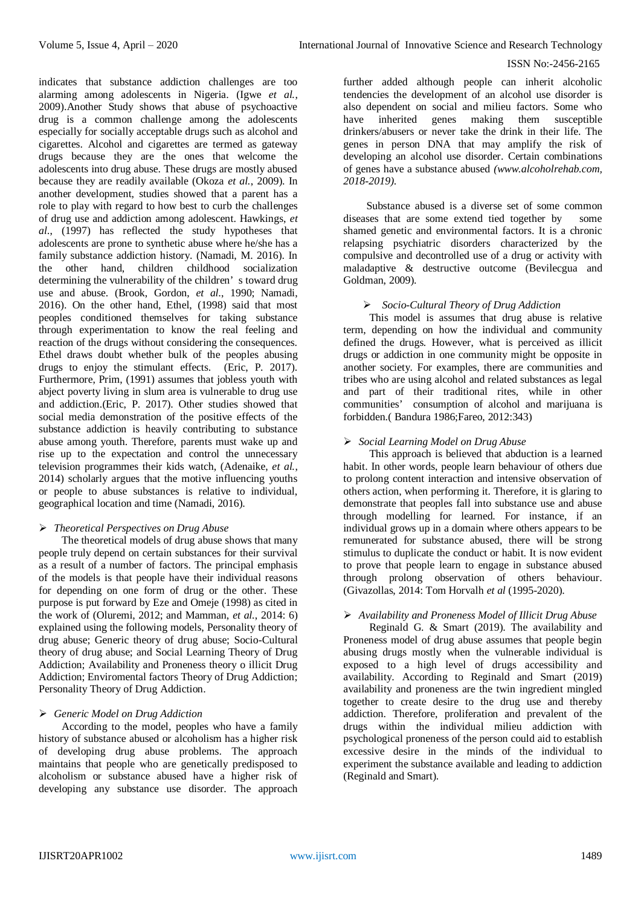indicates that substance addiction challenges are too alarming among adolescents in Nigeria. (Igwe *et al.*, 2009).Another Study shows that abuse of psychoactive drug is a common challenge among the adolescents especially for socially acceptable drugs such as alcohol and cigarettes. Alcohol and cigarettes are termed as gateway drugs because they are the ones that welcome the adolescents into drug abuse. These drugs are mostly abused because they are readily available (Okoza *et al.*, 2009). In another development, studies showed that a parent has a role to play with regard to how best to curb the challenges of drug use and addiction among adolescent. Hawkings, *et al.*, (1997) has reflected the study hypotheses that adolescents are prone to synthetic abuse where he/she has a family substance addiction history. (Namadi, M. 2016). In the other hand, children childhood socialization determining the vulnerability of the children' s toward drug use and abuse. (Brook, Gordon, *et al.*, 1990; Namadi, 2016). On the other hand, Ethel, (1998) said that most peoples conditioned themselves for taking substance through experimentation to know the real feeling and reaction of the drugs without considering the consequences. Ethel draws doubt whether bulk of the peoples abusing drugs to enjoy the stimulant effects. (Eric, P. 2017). Furthermore, Prim, (1991) assumes that jobless youth with abject poverty living in slum area is vulnerable to drug use and addiction.(Eric, P. 2017). Other studies showed that social media demonstration of the positive effects of the substance addiction is heavily contributing to substance abuse among youth. Therefore, parents must wake up and rise up to the expectation and control the unnecessary television programmes their kids watch, (Adenaike, *et al.*, 2014) scholarly argues that the motive influencing youths or people to abuse substances is relative to individual, geographical location and time (Namadi, 2016).

- *Theoretical Perspectives on Drug Abuse*

The theoretical models of drug abuse shows that many people truly depend on certain substances for their survival as a result of a number of factors. The principal emphasis of the models is that people have their individual reasons for depending on one form of drug or the other. These purpose is put forward by Eze and Omeje (1998) as cited in the work of (Oluremi, 2012; and Mamman, *et al.*, 2014: 6) explained using the following models, Personality theory of drug abuse; Generic theory of drug abuse; Socio-Cultural theory of drug abuse; and Social Learning Theory of Drug Addiction; Availability and Proneness theory o illicit Drug Addiction; Enviromental factors Theory of Drug Addiction; Personality Theory of Drug Addiction.

- *Generic Model on Drug Addiction*

According to the model, peoples who have a family history of substance abused or alcoholism has a higher risk of developing drug abuse problems. The approach maintains that people who are genetically predisposed to alcoholism or substance abused have a higher risk of developing any substance use disorder. The approach further added although people can inherit alcoholic tendencies the development of an alcohol use disorder is also dependent on social and milieu factors. Some who have inherited genes making them susceptible drinkers/abusers or never take the drink in their life. The genes in person DNA that may amplify the risk of developing an alcohol use disorder. Certain combinations of genes have a substance abused *(www.alcoholrehab.com, 2018-2019).*

Substance abused is a diverse set of some common diseases that are some extend tied together by some shamed genetic and environmental factors. It is a chronic relapsing psychiatric disorders characterized by the compulsive and decontrolled use of a drug or activity with maladaptive & destructive outcome (Bevilecgua and Goldman, 2009).

- *Socio-Cultural Theory of Drug Addiction*

This model is assumes that drug abuse is relative term, depending on how the individual and community defined the drugs. However, what is perceived as illicit drugs or addiction in one community might be opposite in another society. For examples, there are communities and tribes who are using alcohol and related substances as legal and part of their traditional rites, while in other communities' consumption of alcohol and marijuana is forbidden.( Bandura 1986;Fareo, 2012:343)

- *Social Learning Model on Drug Abuse*

This approach is believed that abduction is a learned habit. In other words, people learn behaviour of others due to prolong content interaction and intensive observation of others action, when performing it. Therefore, it is glaring to demonstrate that peoples fall into substance use and abuse through modelling for learned. For instance, if an individual grows up in a domain where others appears to be remunerated for substance abused, there will be strong stimulus to duplicate the conduct or habit. It is now evident to prove that people learn to engage in substance abused through prolong observation of others behaviour. (Givazollas, 2014: Tom Horvalh *et al* (1995-2020).

- *Availability and Proneness Model of Illicit Drug Abuse*

Reginald G. & Smart (2019). The availability and Proneness model of drug abuse assumes that people begin abusing drugs mostly when the vulnerable individual is exposed to a high level of drugs accessibility and availability. According to Reginald and Smart (2019) availability and proneness are the twin ingredient mingled together to create desire to the drug use and thereby addiction. Therefore, proliferation and prevalent of the drugs within the individual milieu addiction with psychological proneness of the person could aid to establish excessive desire in the minds of the individual to experiment the substance available and leading to addiction (Reginald and Smart).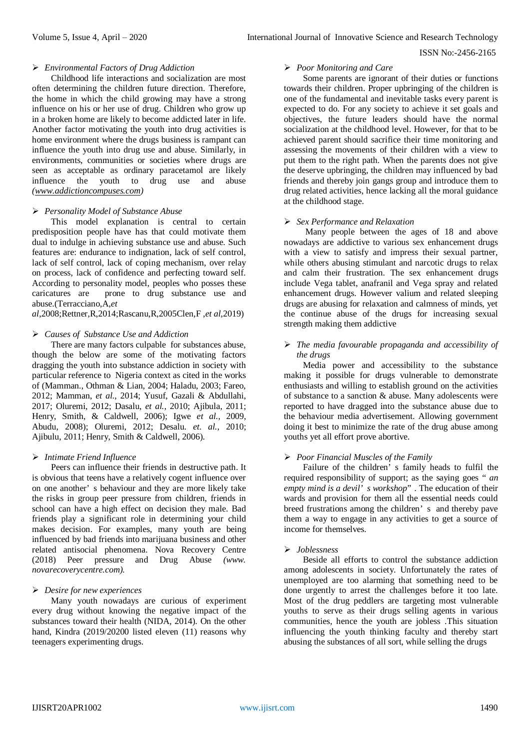➢ *Environmental Factors of Drug Addiction*

Childhood life interactions and socialization are most often determining the children future direction. Therefore, the home in which the child growing may have a strong influence on his or her use of drug. Children who grow up in a broken home are likely to become addicted later in life. Another factor motivating the youth into drug activities is home environment where the drugs business is rampant can influence the youth into drug use and abuse. Similarly, in environments, communities or societies where drugs are seen as acceptable as ordinary paracetamol are likely influence the youth to drug use and abuse *(www.addictioncompuses.com)*

➢ *Personality Model of Substance Abuse*

This model explanation is central to certain predisposition people have has that could motivate them dual to indulge in achieving substance use and abuse. Such features are: endurance to indignation, lack of self control, lack of self control, lack of coping mechanism, over relay on process, lack of confidence and perfecting toward self. According to personality model, peoples who posses these caricatures are prone to drug substance use and abuse.(Terracciano,A,*et al*,2008;Rettner,R,2014;Rascanu,R,2005Clen,F ,*et al*,2019)

➢ *Causes of Substance Use and Addiction*

There are many factors culpable for substances abuse, though the below are some of the motivating factors dragging the youth into substance addiction in society with particular reference to Nigeria context as cited in the works of (Mamman., Othman & Lian, 2004; Haladu, 2003; Fareo, 2012; Mamman, *et al.*, 2014; Yusuf, Gazali & Abdullahi, 2017; Oluremi, 2012; Dasalu, *et al.*, 2010; Ajibula, 2011; Henry, Smith, & Caldwell, 2006); Igwe *et al.*, 2009, Abudu, 2008); Oluremi, 2012; Desalu. *et. al.*, 2010; Ajibulu, 2011; Henry, Smith & Caldwell, 2006).

➢ *Intimate Friend Influence*

Peers can influence their friends in destructive path. It is obvious that teens have a relatively cogent influence over on one another' s behaviour and they are more likely take the risks in group peer pressure from children, friends in school can have a high effect on decision they male. Bad friends play a significant role in determining your child makes decision. For examples, many youth are being influenced by bad friends into marijuana business and other related antisocial phenomena. Nova Recovery Centre (2018) Peer pressure and Drug Abuse *(www. novarecoverycentre.com).*

➢ *Desire for new experiences*

Many youth nowadays are curious of experiment every drug without knowing the negative impact of the substances toward their health (NIDA, 2014). On the other hand, Kindra (2019/20200 listed eleven (11) reasons why teenagers experimenting drugs.

➢ *Poor Monitoring and Care*

Some parents are ignorant of their duties or functions towards their children. Proper upbringing of the children is one of the fundamental and inevitable tasks every parent is expected to do. For any society to achieve it set goals and objectives, the future leaders should have the normal socialization at the childhood level. However, for that to be achieved parent should sacrifice their time monitoring and assessing the movements of their children with a view to put them to the right path. When the parents does not give the deserve upbringing, the children may influenced by bad friends and thereby join gangs group and introduce them to drug related activities, hence lacking all the moral guidance at the childhood stage.

➢ *Sex Performance and Relaxation*

Many people between the ages of 18 and above nowadays are addictive to various sex enhancement drugs with a view to satisfy and impress their sexual partner, while others abusing stimulant and narcotic drugs to relax and calm their frustration. The sex enhancement drugs include Vega tablet, anafranil and Vega spray and related enhancement drugs. However valium and related sleeping drugs are abusing for relaxation and calmness of minds, yet the continue abuse of the drugs for increasing sexual strength making them addictive

➢ *The media favourable propaganda and accessibility of the drugs*

Media power and accessibility to the substance making it possible for drugs vulnerable to demonstrate enthusiasts and willing to establish ground on the activities of substance to a sanction & abuse. Many adolescents were reported to have dragged into the substance abuse due to the behaviour media advertisement. Allowing government doing it best to minimize the rate of the drug abuse among youths yet all effort prove abortive.

➢ *Poor Financial Muscles of the Family*

Failure of the children' s family heads to fulfil the required responsibility of support; as the saying goes " *an empty mind is a devil' s workshop*" . The education of their wards and provision for them all the essential needs could breed frustrations among the children' s and thereby pave them a way to engage in any activities to get a source of income for themselves.

➢ *Joblessness*

Beside all efforts to control the substance addiction among adolescents in society. Unfortunately the rates of unemployed are too alarming that something need to be done urgently to arrest the challenges before it too late. Most of the drug peddlers are targeting most vulnerable youths to serve as their drugs selling agents in various communities, hence the youth are jobless .This situation influencing the youth thinking faculty and thereby start abusing the substances of all sort, while selling the drugs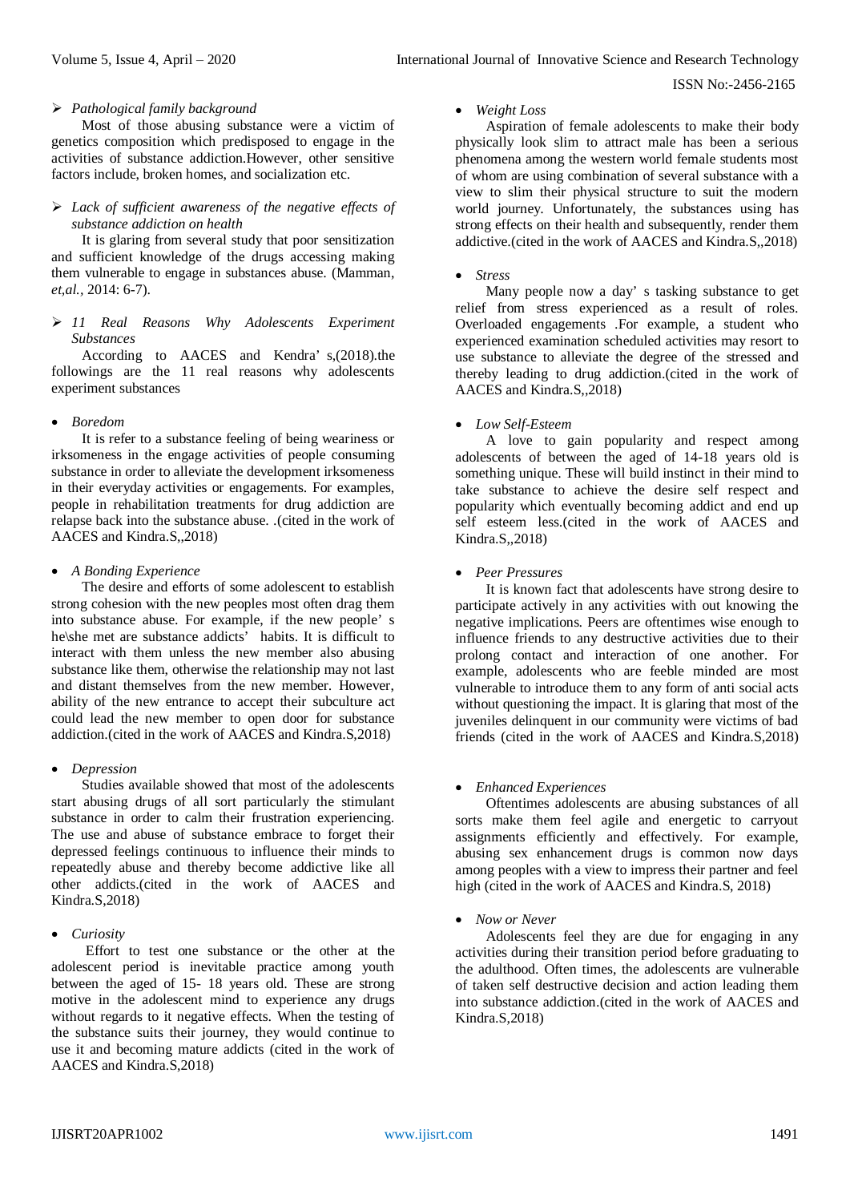➢ *Pathological family background*

Most of those abusing substance were a victim of genetics composition which predisposed to engage in the activities of substance addiction.However, other sensitive factors include, broken homes, and socialization etc.

➢ *Lack of sufficient awareness of the negative effects of substance addiction on health*

It is glaring from several study that poor sensitization and sufficient knowledge of the drugs accessing making them vulnerable to engage in substances abuse. (Mamman, *et,al.,* 2014: 6-7).

➢ *11 Real Reasons Why Adolescents Experiment Substances*

According to AACES and Kendra' s,(2018).the followings are the 11 real reasons why adolescents experiment substances

- *Boredom*

It is refer to a substance feeling of being weariness or irksomeness in the engage activities of people consuming substance in order to alleviate the development irksomeness in their everyday activities or engagements. For examples, people in rehabilitation treatments for drug addiction are relapse back into the substance abuse. .(cited in the work of AACES and Kindra.S,,2018)

- *A Bonding Experience*

The desire and efforts of some adolescent to establish strong cohesion with the new peoples most often drag them into substance abuse. For example, if the new people' s he\she met are substance addicts' habits. It is difficult to interact with them unless the new member also abusing substance like them, otherwise the relationship may not last and distant themselves from the new member. However, ability of the new entrance to accept their subculture act could lead the new member to open door for substance addiction.(cited in the work of AACES and Kindra.S,2018)

- *Depression*

Studies available showed that most of the adolescents start abusing drugs of all sort particularly the stimulant substance in order to calm their frustration experiencing. The use and abuse of substance embrace to forget their depressed feelings continuous to influence their minds to repeatedly abuse and thereby become addictive like all other addicts.(cited in the work of AACES and Kindra.S,2018)

- *Curiosity*

Effort to test one substance or the other at the adolescent period is inevitable practice among youth between the aged of 15- 18 years old. These are strong motive in the adolescent mind to experience any drugs without regards to it negative effects. When the testing of the substance suits their journey, they would continue to use it and becoming mature addicts (cited in the work of AACES and Kindra.S,2018)

- *Weight Loss*

Aspiration of female adolescents to make their body physically look slim to attract male has been a serious phenomena among the western world female students most of whom are using combination of several substance with a view to slim their physical structure to suit the modern world journey. Unfortunately, the substances using has strong effects on their health and subsequently, render them addictive.(cited in the work of AACES and Kindra.S,,2018)

- *Stress*

Many people now a day' s tasking substance to get relief from stress experienced as a result of roles. Overloaded engagements .For example, a student who experienced examination scheduled activities may resort to use substance to alleviate the degree of the stressed and thereby leading to drug addiction.(cited in the work of AACES and Kindra.S,,2018)

- *Low Self-Esteem*

A love to gain popularity and respect among adolescents of between the aged of 14-18 years old is something unique. These will build instinct in their mind to take substance to achieve the desire self respect and popularity which eventually becoming addict and end up self esteem less.(cited in the work of AACES and Kindra.S,,2018)

- *Peer Pressures*

It is known fact that adolescents have strong desire to participate actively in any activities with out knowing the negative implications. Peers are oftentimes wise enough to influence friends to any destructive activities due to their prolong contact and interaction of one another. For example, adolescents who are feeble minded are most vulnerable to introduce them to any form of anti social acts without questioning the impact. It is glaring that most of the juveniles delinquent in our community were victims of bad friends (cited in the work of AACES and Kindra.S,2018)

- *Enhanced Experiences*

Oftentimes adolescents are abusing substances of all sorts make them feel agile and energetic to carryout assignments efficiently and effectively. For example, abusing sex enhancement drugs is common now days among peoples with a view to impress their partner and feel high (cited in the work of AACES and Kindra.S, 2018)

- *Now or Never*

Adolescents feel they are due for engaging in any activities during their transition period before graduating to the adulthood. Often times, the adolescents are vulnerable of taken self destructive decision and action leading them into substance addiction.(cited in the work of AACES and Kindra.S,2018)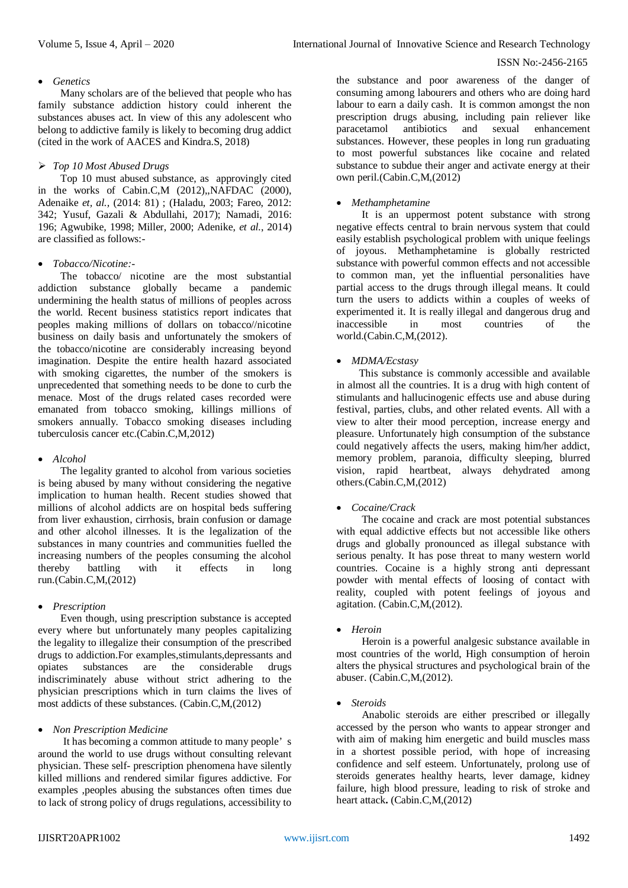- *Genetics*

Many scholars are of the believed that people who has family substance addiction history could inherent the substances abuses act. In view of this any adolescent who belong to addictive family is likely to becoming drug addict (cited in the work of AACES and Kindra.S, 2018)

➢ *Top 10 Most Abused Drugs*

Top 10 must abused substance, as approvingly cited in the works of Cabin.C,M (2012),,NAFDAC (2000), Adenaike *et, al.,* (2014: 81) ; (Haladu, 2003; Fareo, 2012: 342; Yusuf, Gazali & Abdullahi, 2017); Namadi, 2016: 196; Agwubike, 1998; Miller, 2000; Adenike, *et al.*, 2014) are classified as follows:-

- *Tobacco/Nicotine:-*

The tobacco/ nicotine are the most substantial addiction substance globally became a pandemic undermining the health status of millions of peoples across the world. Recent business statistics report indicates that peoples making millions of dollars on tobacco//nicotine business on daily basis and unfortunately the smokers of the tobacco/nicotine are considerably increasing beyond imagination. Despite the entire health hazard associated with smoking cigarettes, the number of the smokers is unprecedented that something needs to be done to curb the menace. Most of the drugs related cases recorded were emanated from tobacco smoking, killings millions of smokers annually. Tobacco smoking diseases including tuberculosis cancer etc.(Cabin.C,M,2012)

- *Alcohol*

The legality granted to alcohol from various societies is being abused by many without considering the negative implication to human health. Recent studies showed that millions of alcohol addicts are on hospital beds suffering from liver exhaustion, cirrhosis, brain confusion or damage and other alcohol illnesses. It is the legalization of the substances in many countries and communities fuelled the increasing numbers of the peoples consuming the alcohol thereby battling with it effects in long run.(Cabin.C,M,(2012)

- *Prescription*

Even though, using prescription substance is accepted every where but unfortunately many peoples capitalizing the legality to illegalize their consumption of the prescribed drugs to addiction.For examples,stimulants,depressants and opiates substances are the considerable drugs indiscriminately abuse without strict adhering to the physician prescriptions which in turn claims the lives of most addicts of these substances. (Cabin.C,M,(2012)

- *Non Prescription Medicine*

It has becoming a common attitude to many people' s around the world to use drugs without consulting relevant physician. These self- prescription phenomena have silently killed millions and rendered similar figures addictive. For examples ,peoples abusing the substances often times due to lack of strong policy of drugs regulations, accessibility to the substance and poor awareness of the danger of consuming among labourers and others who are doing hard labour to earn a daily cash. It is common amongst the non prescription drugs abusing, including pain reliever like paracetamol antibiotics and sexual enhancement substances. However, these peoples in long run graduating to most powerful substances like cocaine and related substance to subdue their anger and activate energy at their own peril.(Cabin.C,M,(2012)

- *Methamphetamine*

It is an uppermost potent substance with strong negative effects central to brain nervous system that could easily establish psychological problem with unique feelings of joyous. Methamphetamine is globally restricted substance with powerful common effects and not accessible to common man, yet the influential personalities have partial access to the drugs through illegal means. It could turn the users to addicts within a couples of weeks of experimented it. It is really illegal and dangerous drug and inaccessible in most countries of the world.(Cabin.C,M,(2012).

- *MDMA/Ecstasy*

This substance is commonly accessible and available in almost all the countries. It is a drug with high content of stimulants and hallucinogenic effects use and abuse during festival, parties, clubs, and other related events. All with a view to alter their mood perception, increase energy and pleasure. Unfortunately high consumption of the substance could negatively affects the users, making him/her addict, memory problem, paranoia, difficulty sleeping, blurred vision, rapid heartbeat, always dehydrated among others.(Cabin.C,M,(2012)

- *Cocaine/Crack*

The cocaine and crack are most potential substances with equal addictive effects but not accessible like others drugs and globally pronounced as illegal substance with serious penalty. It has pose threat to many western world countries. Cocaine is a highly strong anti depressant powder with mental effects of loosing of contact with reality, coupled with potent feelings of joyous and agitation. (Cabin.C,M,(2012).

- *Heroin*

Heroin is a powerful analgesic substance available in most countries of the world, High consumption of heroin alters the physical structures and psychological brain of the abuser. (Cabin.C,M,(2012).

- *Steroids*

Anabolic steroids are either prescribed or illegally accessed by the person who wants to appear stronger and with aim of making him energetic and build muscles mass in a shortest possible period, with hope of increasing confidence and self esteem. Unfortunately, prolong use of steroids generates healthy hearts, lever damage, kidney failure, high blood pressure, leading to risk of stroke and heart attack**.** (Cabin.C,M,(2012)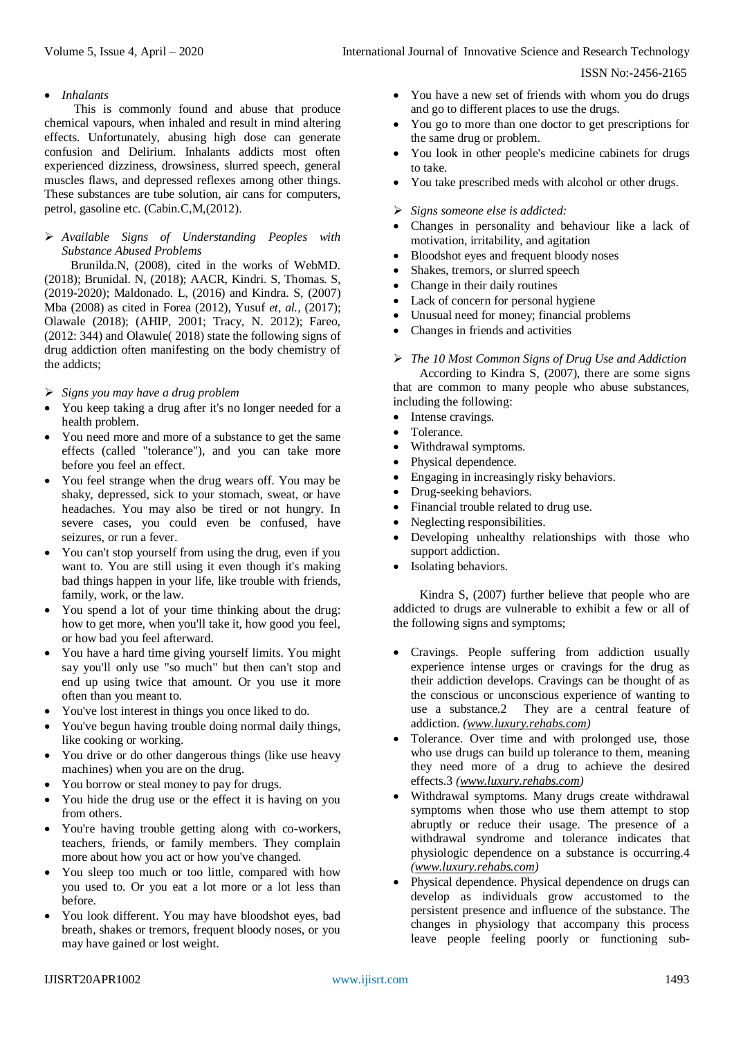- *Inhalants*

This is commonly found and abuse that produce chemical vapours, when inhaled and result in mind altering effects. Unfortunately, abusing high dose can generate confusion and Delirium. Inhalants addicts most often experienced dizziness, drowsiness, slurred speech, general muscles flaws, and depressed reflexes among other things. These substances are tube solution, air cans for computers, petrol, gasoline etc. (Cabin.C,M,(2012).

➢ *Available Signs of Understanding Peoples with Substance Abused Problems*

Brunilda.N, (2008), cited in the works of WebMD. (2018); Brunidal. N, (2018); AACR, Kindri. S, Thomas. S, (2019-2020); Maldonado. L, (2016) and Kindra. S, (2007) Mba (2008) as cited in Forea (2012), Yusuf *et, al.,* (2017); Olawale (2018); (AHIP, 2001; Tracy, N. 2012); Fareo, (2012: 344) and Olawule( 2018) state the following signs of drug addiction often manifesting on the body chemistry of the addicts;

➢ *Signs you may have a drug problem*

- You keep taking a drug after it's no longer needed for a health problem.
- You need more and more of a substance to get the same effects (called "tolerance"), and you can take more before you feel an effect.
- You feel strange when the drug wears off. You may be shaky, depressed, sick to your stomach, sweat, or have headaches. You may also be tired or not hungry. In severe cases, you could even be confused, have seizures, or run a fever.
- You can't stop yourself from using the drug, even if you want to. You are still using it even though it's making bad things happen in your life, like trouble with friends, family, work, or the law.
- You spend a lot of your time thinking about the drug: how to get more, when you'll take it, how good you feel, or how bad you feel afterward.
- You have a hard time giving yourself limits. You might say you'll only use "so much" but then can't stop and end up using twice that amount. Or you use it more often than you meant to.
- You've lost interest in things you once liked to do.
- You've begun having trouble doing normal daily things, like cooking or working.
- You drive or do other dangerous things (like use heavy machines) when you are on the drug.
- You borrow or steal money to pay for drugs.
- You hide the drug use or the effect it is having on you from others.
- You're having trouble getting along with co-workers, teachers, friends, or family members. They complain more about how you act or how you've changed.
- You sleep too much or too little, compared with how you used to. Or you eat a lot more or a lot less than before.
- You look different. You may have bloodshot eyes, bad breath, shakes or tremors, frequent bloody noses, or you may have gained or lost weight.
- You have a new set of friends with whom you do drugs and go to different places to use the drugs.
- You go to more than one doctor to get prescriptions for the same drug or problem.
- You look in other people's medicine cabinets for drugs to take.
- You take prescribed meds with alcohol or other drugs.

➢ *Signs someone else is addicted:*

- Changes in personality and behaviour like a lack of motivation, irritability, and agitation
- Bloodshot eyes and frequent bloody noses
- Shakes, tremors, or slurred speech
- Change in their daily routines
- Lack of concern for personal hygiene
- Unusual need for money; financial problems
- Changes in friends and activities

➢ *The 10 Most Common Signs of Drug Use and Addiction*

According to Kindra S, (2007), there are some signs that are common to many people who abuse substances, including the following:

- Intense cravings.
- Tolerance.
- Withdrawal symptoms.
- Physical dependence.
- Engaging in increasingly risky behaviors.
- Drug-seeking behaviors.
- Financial trouble related to drug use.
- Neglecting responsibilities.
- Developing unhealthy relationships with those who support addiction.
- Isolating behaviors.

Kindra S, (2007) further believe that people who are addicted to drugs are vulnerable to exhibit a few or all of the following signs and symptoms;

- Cravings. People suffering from addiction usually experience intense urges or cravings for the drug as their addiction develops. Cravings can be thought of as the conscious or unconscious experience of wanting to use a substance.2 They are a central feature of addiction. *([www.luxury.rehabs.com](www.luxury.rehabs.com))*
- Tolerance. Over time and with prolonged use, those who use drugs can build up tolerance to them, meaning they need more of a drug to achieve the desired effects.3 *([www.luxury.rehabs.com](www.luxury.rehabs.com))*
- Withdrawal symptoms. Many drugs create withdrawal symptoms when those who use them attempt to stop abruptly or reduce their usage. The presence of a withdrawal syndrome and tolerance indicates that physiologic dependence on a substance is occurring.4 *([www.luxury.rehabs.com](www.luxury.rehabs.com))*
- Physical dependence. Physical dependence on drugs can develop as individuals grow accustomed to the persistent presence and influence of the substance. The changes in physiology that accompany this process leave people feeling poorly or functioning sub-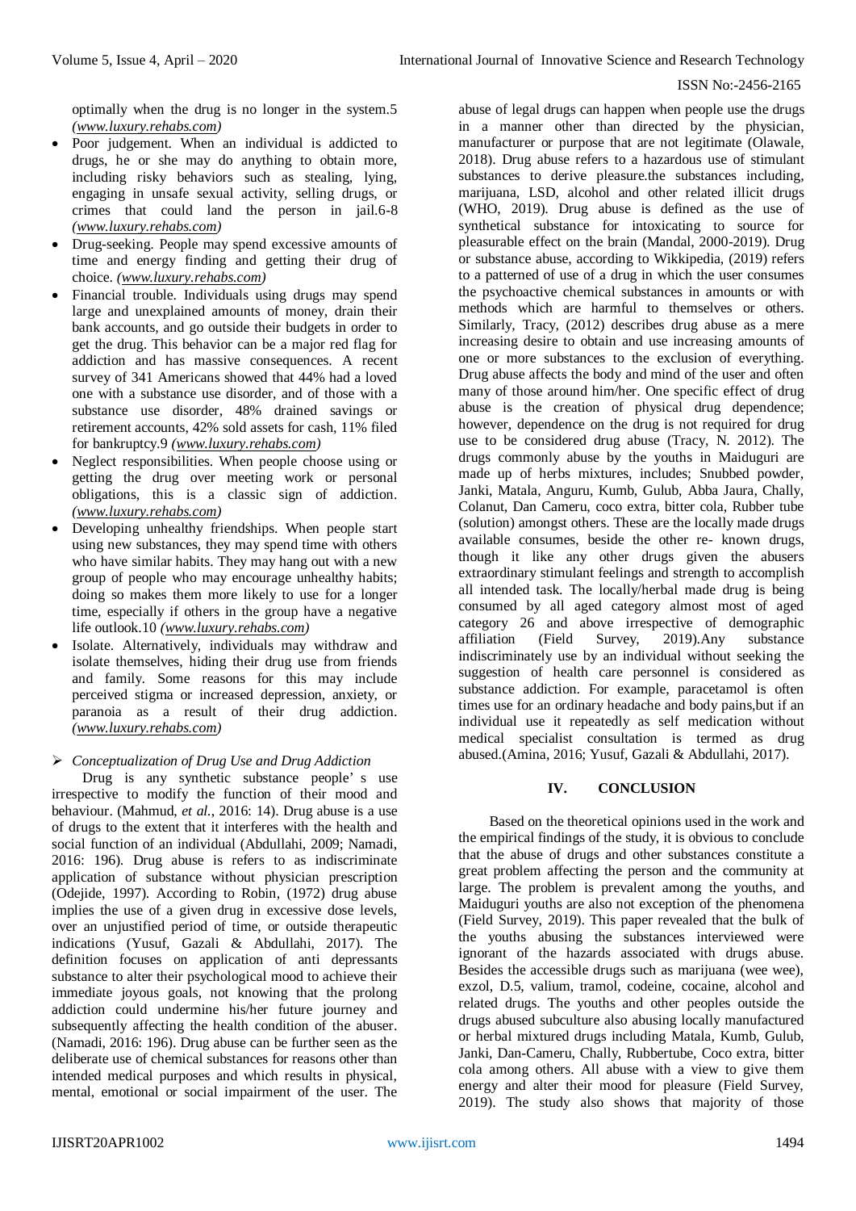optimally when the drug is no longer in the system.5 *(www.luxury.rehabs.com)*

- Poor judgement. When an individual is addicted to drugs, he or she may do anything to obtain more, including risky behaviors such as stealing, lying, engaging in unsafe sexual activity, selling drugs, or crimes that could land the person in jail.6-8 *(www.luxury.rehabs.com)*
- Drug-seeking. People may spend excessive amounts of time and energy finding and getting their drug of choice. *(www.luxury.rehabs.com)*
- Financial trouble. Individuals using drugs may spend large and unexplained amounts of money, drain their bank accounts, and go outside their budgets in order to get the drug. This behavior can be a major red flag for addiction and has massive consequences. A recent survey of 341 Americans showed that 44% had a loved one with a substance use disorder, and of those with a substance use disorder, 48% drained savings or retirement accounts, 42% sold assets for cash, 11% filed for bankruptcy.9 *(www.luxury.rehabs.com)*
- Neglect responsibilities. When people choose using or getting the drug over meeting work or personal obligations, this is a classic sign of addiction. *(www.luxury.rehabs.com)*
- Developing unhealthy friendships. When people start using new substances, they may spend time with others who have similar habits. They may hang out with a new group of people who may encourage unhealthy habits; doing so makes them more likely to use for a longer time, especially if others in the group have a negative life outlook.10 *(www.luxury.rehabs.com)*
- Isolate. Alternatively, individuals may withdraw and isolate themselves, hiding their drug use from friends and family. Some reasons for this may include perceived stigma or increased depression, anxiety, or paranoia as a result of their drug addiction. *(www.luxury.rehabs.com)*

➢ *Conceptualization of Drug Use and Drug Addiction*

Drug is any synthetic substance people' s use irrespective to modify the function of their mood and behaviour. (Mahmud, *et al.*, 2016: 14). Drug abuse is a use of drugs to the extent that it interferes with the health and social function of an individual (Abdullahi, 2009; Namadi, 2016: 196). Drug abuse is refers to as indiscriminate application of substance without physician prescription (Odejide, 1997). According to Robin, (1972) drug abuse implies the use of a given drug in excessive dose levels, over an unjustified period of time, or outside therapeutic indications (Yusuf, Gazali & Abdullahi, 2017). The definition focuses on application of anti depressants substance to alter their psychological mood to achieve their immediate joyous goals, not knowing that the prolong addiction could undermine his/her future journey and subsequently affecting the health condition of the abuser. (Namadi, 2016: 196). Drug abuse can be further seen as the deliberate use of chemical substances for reasons other than intended medical purposes and which results in physical, mental, emotional or social impairment of the user. The abuse of legal drugs can happen when people use the drugs in a manner other than directed by the physician, manufacturer or purpose that are not legitimate (Olawale, 2018). Drug abuse refers to a hazardous use of stimulant substances to derive pleasure.the substances including, marijuana, LSD, alcohol and other related illicit drugs (WHO, 2019). Drug abuse is defined as the use of synthetical substance for intoxicating to source for pleasurable effect on the brain (Mandal, 2000-2019). Drug or substance abuse, according to Wikkipedia, (2019) refers to a patterned of use of a drug in which the user consumes the psychoactive chemical substances in amounts or with methods which are harmful to themselves or others. Similarly, Tracy, (2012) describes drug abuse as a mere increasing desire to obtain and use increasing amounts of one or more substances to the exclusion of everything. Drug abuse affects the body and mind of the user and often many of those around him/her. One specific effect of drug abuse is the creation of physical drug dependence; however, dependence on the drug is not required for drug use to be considered drug abuse (Tracy, N. 2012). The drugs commonly abuse by the youths in Maiduguri are made up of herbs mixtures, includes; Snubbed powder, Janki, Matala, Anguru, Kumb, Gulub, Abba Jaura, Chally, Colanut, Dan Cameru, coco extra, bitter cola, Rubber tube (solution) amongst others. These are the locally made drugs available consumes, beside the other re- known drugs, though it like any other drugs given the abusers extraordinary stimulant feelings and strength to accomplish all intended task. The locally/herbal made drug is being consumed by all aged category almost most of aged category 26 and above irrespective of demographic affiliation (Field Survey, 2019).Any substance indiscriminately use by an individual without seeking the suggestion of health care personnel is considered as substance addiction. For example, paracetamol is often times use for an ordinary headache and body pains,but if an individual use it repeatedly as self medication without medical specialist consultation is termed as drug abused.(Amina, 2016; Yusuf, Gazali & Abdullahi, 2017).

## IV. CONCLUSION

Based on the theoretical opinions used in the work and the empirical findings of the study, it is obvious to conclude that the abuse of drugs and other substances constitute a great problem affecting the person and the community at large. The problem is prevalent among the youths, and Maiduguri youths are also not exception of the phenomena (Field Survey, 2019). This paper revealed that the bulk of the youths abusing the substances interviewed were ignorant of the hazards associated with drugs abuse. Besides the accessible drugs such as marijuana (wee wee), exzol, D.5, valium, tramol, codeine, cocaine, alcohol and related drugs. The youths and other peoples outside the drugs abused subculture also abusing locally manufactured or herbal mixtured drugs including Matala, Kumb, Gulub, Janki, Dan-Cameru, Chally, Rubbertube, Coco extra, bitter cola among others. All abuse with a view to give them energy and alter their mood for pleasure (Field Survey, 2019). The study also shows that majority of those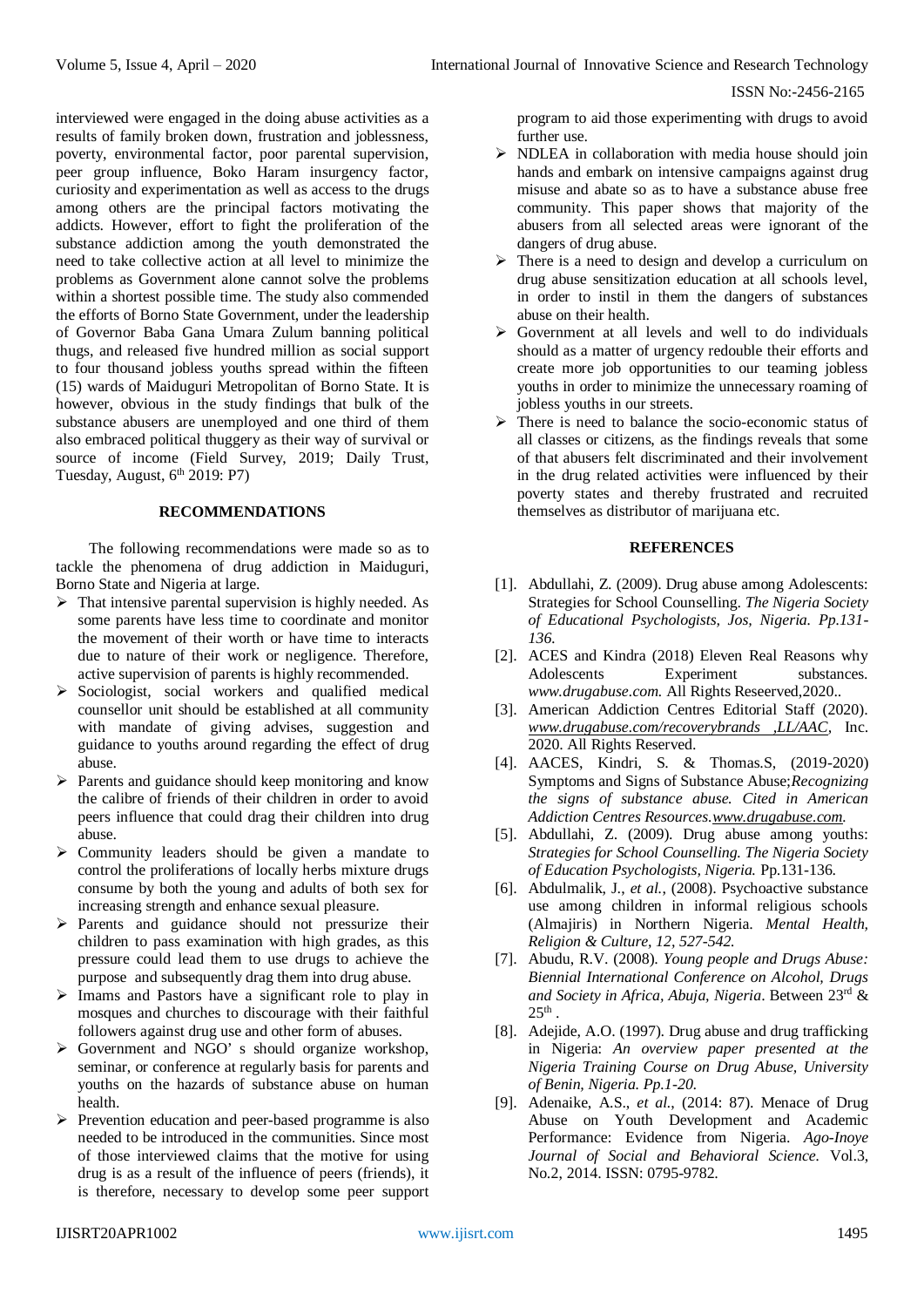interviewed were engaged in the doing abuse activities as a results of family broken down, frustration and joblessness, poverty, environmental factor, poor parental supervision, peer group influence, Boko Haram insurgency factor, curiosity and experimentation as well as access to the drugs among others are the principal factors motivating the addicts. However, effort to fight the proliferation of the substance addiction among the youth demonstrated the need to take collective action at all level to minimize the problems as Government alone cannot solve the problems within a shortest possible time. The study also commended the efforts of Borno State Government, under the leadership of Governor Baba Gana Umara Zulum banning political thugs, and released five hundred million as social support to four thousand jobless youths spread within the fifteen (15) wards of Maiduguri Metropolitan of Borno State. It is however, obvious in the study findings that bulk of the substance abusers are unemployed and one third of them also embraced political thuggery as their way of survival or source of income (Field Survey, 2019; Daily Trust, Tuesday, August, 6th 2019: P7)

## RECOMMENDATIONS

The following recommendations were made so as to tackle the phenomena of drug addiction in Maiduguri, Borno State and Nigeria at large.

- That intensive parental supervision is highly needed. As some parents have less time to coordinate and monitor the movement of their worth or have time to interacts due to nature of their work or negligence. Therefore, active supervision of parents is highly recommended.
- Sociologist, social workers and qualified medical counsellor unit should be established at all community with mandate of giving advises, suggestion and guidance to youths around regarding the effect of drug abuse.
- Parents and guidance should keep monitoring and know the calibre of friends of their children in order to avoid peers influence that could drag their children into drug abuse.
- Community leaders should be given a mandate to control the proliferations of locally herbs mixture drugs consume by both the young and adults of both sex for increasing strength and enhance sexual pleasure.
- Parents and guidance should not pressurize their children to pass examination with high grades, as this pressure could lead them to use drugs to achieve the purpose and subsequently drag them into drug abuse.
- Imams and Pastors have a significant role to play in mosques and churches to discourage with their faithful followers against drug use and other form of abuses.
- Government and NGO' s should organize workshop, seminar, or conference at regularly basis for parents and youths on the hazards of substance abuse on human health.
- Prevention education and peer-based programme is also needed to be introduced in the communities. Since most of those interviewed claims that the motive for using drug is as a result of the influence of peers (friends), it is therefore, necessary to develop some peer support program to aid those experimenting with drugs to avoid further use.
- NDLEA in collaboration with media house should join hands and embark on intensive campaigns against drug misuse and abate so as to have a substance abuse free community. This paper shows that majority of the abusers from all selected areas were ignorant of the dangers of drug abuse.
- There is a need to design and develop a curriculum on drug abuse sensitization education at all schools level, in order to instil in them the dangers of substances abuse on their health.
- Government at all levels and well to do individuals should as a matter of urgency redouble their efforts and create more job opportunities to our teaming jobless youths in order to minimize the unnecessary roaming of jobless youths in our streets.
- There is need to balance the socio-economic status of all classes or citizens, as the findings reveals that some of that abusers felt discriminated and their involvement in the drug related activities were influenced by their poverty states and thereby frustrated and recruited themselves as distributor of marijuana etc.

## REFERENCES

[1]. Abdullahi, Z. (2009). Drug abuse among Adolescents: Strategies for School Counselling. *The Nigeria Society of Educational Psychologists, Jos, Nigeria. Pp.131-136.*

[2]. ACES and Kindra (2018) Eleven Real Reasons why Adolescents Experiment substances. *www.drugabuse.com.* All Rights Reserved,2020..

[3]. American Addiction Centres Editorial Staff (2020). *www.drugabuse.com/recoverybrands ,LL/AAC*, Inc. 2020. All Rights Reserved.

[4]. AACES, Kindri, S. & Thomas.S, (2019-2020) Symptoms and Signs of Substance Abuse;*Recognizing the signs of substance abuse. Cited in American Addiction Centres Resources.www.drugabuse.com.*

[5]. Abdullahi, Z. (2009). Drug abuse among youths: *Strategies for School Counselling. The Nigeria Society of Education Psychologists, Nigeria.* Pp.131-136.

[6]. Abdulmalik, J., *et al.*, (2008). Psychoactive substance use among children in informal religious schools (Almajiris) in Northern Nigeria. *Mental Health, Religion & Culture, 12, 527-542.*

[7]. Abudu, R.V. (2008). *Young people and Drugs Abuse: Biennial International Conference on Alcohol, Drugs and Society in Africa, Abuja, Nigeria*. Between 23rd & 25th .

[8]. Adejide, A.O. (1997). Drug abuse and drug trafficking in Nigeria: *An overview paper presented at the Nigeria Training Course on Drug Abuse, University of Benin, Nigeria. Pp.1-20.*

[9]. Adenaike, A.S., *et al.*, (2014: 87). Menace of Drug Abuse on Youth Development and Academic Performance: Evidence from Nigeria. *Ago-Inoye Journal of Social and Behavioral Science.* Vol.3, No.2, 2014. ISSN: 0795-9782.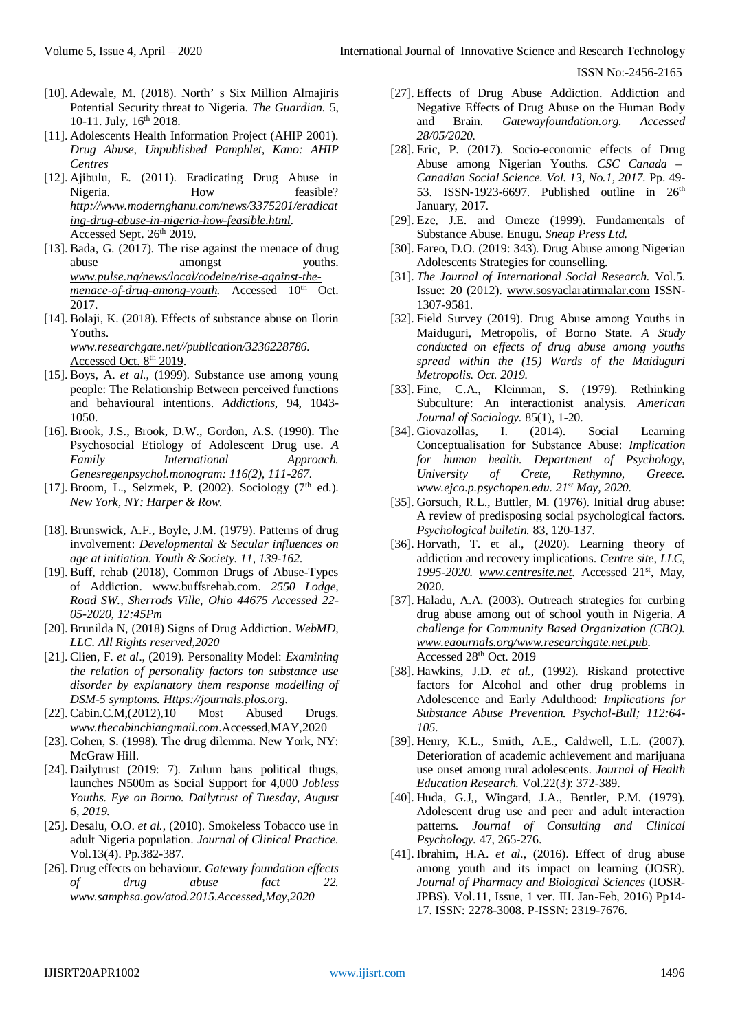[10]. Adewale, M. (2018). North' s Six Million Almajiris Potential Security threat to Nigeria. *The Guardian.* 5, 10-11. July, 16th 2018.

[11]. Adolescents Health Information Project (AHIP 2001). *Drug Abuse, Unpublished Pamphlet, Kano: AHIP Centres*

[12]. Ajibulu, E. (2011). Eradicating Drug Abuse in Nigeria. How feasible? *http://www.modernghanu.com/news/3375201/eradicating-drug-abuse-in-nigeria-how-feasible.html.* Accessed Sept. 26th 2019.

[13]. Bada, G. (2017). The rise against the menace of drug abuse amongst youths. *www.pulse.ng/news/local/codeine/rise-against-the-menace-of-drug-among-youth.* Accessed 10th Oct. 2017.

[14]. Bolaji, K. (2018). Effects of substance abuse on Ilorin Youths. *www.researchgate.net//publication/3236228786.* Accessed Oct. 8th 2019.

[15]. Boys, A. *et al.*, (1999). Substance use among young people: The Relationship Between perceived functions and behavioural intentions. *Addictions*, 94, 1043-1050.

[16]. Brook, J.S., Brook, D.W., Gordon, A.S. (1990). The Psychosocial Etiology of Adolescent Drug use. *A Family International Approach. Genesregenpsychol.monogram: 116(2), 111-267.*

[17]. Broom, L., Selzmek, P. (2002). Sociology (7th ed.). *New York, NY: Harper & Row.*

[18]. Brunswick, A.F., Boyle, J.M. (1979). Patterns of drug involvement: *Developmental & Secular influences on age at initiation. Youth & Society. 11, 139-162.*

[19]. Buff, rehab (2018), Common Drugs of Abuse-Types of Addiction. www.buffsrehab.com. *2550 Lodge, Road SW., Sherrods Ville, Ohio 44675 Accessed 22-05-2020, 12:45Pm*

[20]. Brunilda N, (2018) Signs of Drug Addiction. *WebMD, LLC. All Rights reserved,2020*

[21]. Clien, F. *et al*., (2019). Personality Model: *Examining the relation of personality factors ton substance use disorder by explanatory them response modelling of DSM-5 symptoms. Https://journals.plos.org.*

[22]. Cabin.C.M,(2012),10 Most Abused Drugs. *www.thecabinchiangmail.com*.Accessed,MAY,2020

[23]. Cohen, S. (1998). The drug dilemma. New York, NY: McGraw Hill.

[24]. Dailytrust (2019: 7). Zulum bans political thugs, launches N500m as Social Support for 4,000 *Jobless Youths. Eye on Borno. Dailytrust of Tuesday, August 6, 2019.*

[25]. Desalu, O.O. *et al.*, (2010). Smokeless Tobacco use in adult Nigeria population. *Journal of Clinical Practice.* Vol.13(4). Pp.382-387.

[26]. Drug effects on behaviour. *Gateway foundation effects of drug abuse fact 22. www.samphsa.gov/atod.2015.Accessed,May,2020*

[27]. Effects of Drug Abuse Addiction. Addiction and Negative Effects of Drug Abuse on the Human Body and Brain. *Gatewayfoundation.org. Accessed 28/05/2020.*

[28]. Eric, P. (2017). Socio-economic effects of Drug Abuse among Nigerian Youths. *CSC Canada – Canadian Social Science. Vol. 13, No.1, 2017.* Pp. 49-53. ISSN-1923-6697. Published outline in 26th January, 2017.

[29]. Eze, J.E. and Omeze (1999). Fundamentals of Substance Abuse. Enugu. *Sneap Press Ltd.*

[30]. Fareo, D.O. (2019: 343). Drug Abuse among Nigerian Adolescents Strategies for counselling.

[31]. *The Journal of International Social Research.* Vol.5. Issue: 20 (2012). www.sosyaclaratirmalar.com ISSN-1307-9581.

[32]. Field Survey (2019). Drug Abuse among Youths in Maiduguri, Metropolis, of Borno State. *A Study conducted on effects of drug abuse among youths spread within the (15) Wards of the Maiduguri Metropolis. Oct. 2019.*

[33]. Fine, C.A., Kleinman, S. (1979). Rethinking Subculture: An interactionist analysis. *American Journal of Sociology.* 85(1), 1-20.

[34]. Giovazollas, I. (2014). Social Learning Conceptualisation for Substance Abuse: *Implication for human health. Department of Psychology, University of Crete, Rethymno, Greece. www.ejco.p.psychopen.edu. 21st May, 2020.*

[35]. Gorsuch, R.L., Buttler, M. (1976). Initial drug abuse: A review of predisposing social psychological factors. *Psychological bulletin.* 83, 120-137.

[36]. Horvath, T. et al., (2020). Learning theory of addiction and recovery implications. *Centre site, LLC, 1995-2020. www.centresite.net.* Accessed 21st, May, 2020.

[37]. Haladu, A.A. (2003). Outreach strategies for curbing drug abuse among out of school youth in Nigeria. *A challenge for Community Based Organization (CBO). www.eaournals.org/www.researchgate.net.pub.* Accessed 28th Oct. 2019

[38]. Hawkins, J.D. *et al.*, (1992). Riskand protective factors for Alcohol and other drug problems in Adolescence and Early Adulthood: *Implications for Substance Abuse Prevention. Psychol-Bull; 112:64-105.*

[39]. Henry, K.L., Smith, A.E., Caldwell, L.L. (2007). Deterioration of academic achievement and marijuana use onset among rural adolescents. *Journal of Health Education Research.* Vol.22(3): 372-389.

[40]. Huda, G.J,, Wingard, J.A., Bentler, P.M. (1979). Adolescent drug use and peer and adult interaction patterns. *Journal of Consulting and Clinical Psychology.* 47, 265-276.

[41]. Ibrahim, H.A. *et al.*, (2016). Effect of drug abuse among youth and its impact on learning (JOSR). *Journal of Pharmacy and Biological Sciences* (IOSR-JPBS). Vol.11, Issue, 1 ver. III. Jan-Feb, 2016) Pp14-17. ISSN: 2278-3008. P-ISSN: 2319-7676.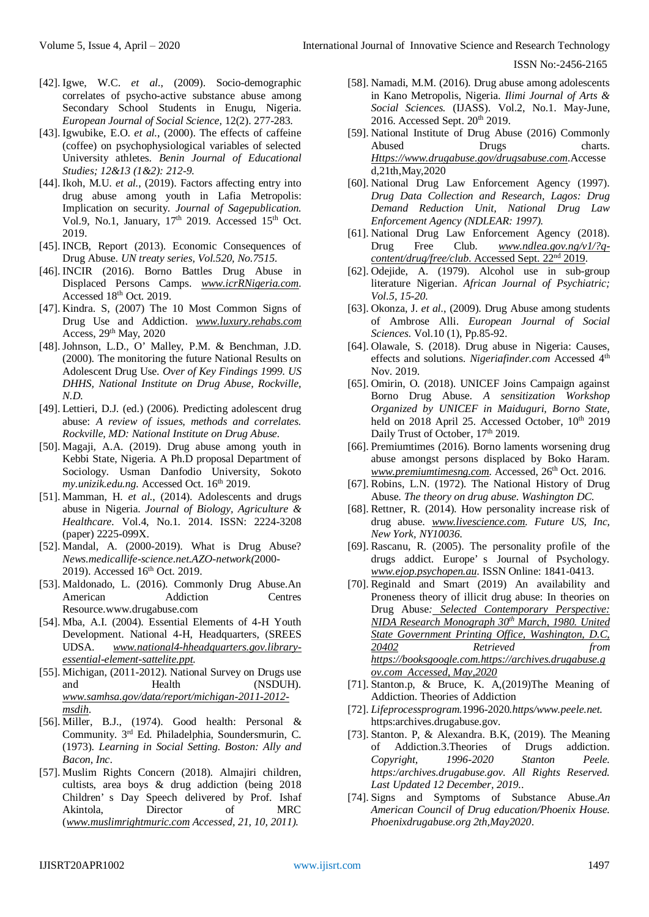[42]. Igwe, W.C. *et al.*, (2009). Socio-demographic correlates of psycho-active substance abuse among Secondary School Students in Enugu, Nigeria. *European Journal of Social Science,* 12(2). 277-283.

[43]. Igwubike, E.O. *et al.*, (2000). The effects of caffeine (coffee) on psychophysiological variables of selected University athletes. *Benin Journal of Educational Studies; 12&13 (1&2): 212-9.*

[44]. Ikoh, M.U. *et al.*, (2019). Factors affecting entry into drug abuse among youth in Lafia Metropolis: Implication on security. *Journal of Sagepublication.* Vol.9, No.1, January, 17th 2019. Accessed 15th Oct. 2019.

[45]. INCB, Report (2013). Economic Consequences of Drug Abuse. *UN treaty series, Vol.520, No.7515.*

[46]. INCIR (2016). Borno Battles Drug Abuse in Displaced Persons Camps. *www.icrRNigeria.com*. Accessed 18th Oct. 2019.

[47]. Kindra. S, (2007) The 10 Most Common Signs of Drug Use and Addiction. *www.luxury.rehabs.com* Access, 29th May, 2020

[48]. Johnson, L.D., O' Malley, P.M. & Benchman, J.D. (2000). The monitoring the future National Results on Adolescent Drug Use. *Over of Key Findings 1999. US DHHS, National Institute on Drug Abuse, Rockville, N.D.*

[49]. Lettieri, D.J. (ed.) (2006). Predicting adolescent drug abuse: *A review of issues, methods and correlates. Rockville, MD: National Institute on Drug Abuse.*

[50]. Magaji, A.A. (2019). Drug abuse among youth in Kebbi State, Nigeria. A Ph.D proposal Department of Sociology. Usman Danfodio University, Sokoto *my.unizik.edu.ng.* Accessed Oct. 16th 2019.

[51]. Mamman, H. *et al.*, (2014). Adolescents and drugs abuse in Nigeria. *Journal of Biology, Agriculture & Healthcare.* Vol.4, No.1. 2014. ISSN: 2224-3208 (paper) 2225-099X.

[52]. Mandal, A. (2000-2019). What is Drug Abuse? *News.medicallife-science.net.AZO-network(*2000-2019). Accessed 16th Oct. 2019.

[53]. Maldonado, L. (2016). Commonly Drug Abuse.An American Addiction Centres Resource.www.drugabuse.com

[54]. Mba, A.I. (2004). Essential Elements of 4-H Youth Development. National 4-H, Headquarters, (SREES UDSA. *www.national4-hheadquarters.gov.library-essential-element-sattelite.ppt.*

[55]. Michigan, (2011-2012). National Survey on Drugs use and Health (NSDUH). *www.samhsa.gov/data/report/michigan-2011-2012-msdih.*

[56]. Miller, B.J., (1974). Good health: Personal & Community. 3rd Ed. Philadelphia, Soundersmurin, C. (1973). *Learning in Social Setting. Boston: Ally and Bacon, Inc*.

[57]. Muslim Rights Concern (2018). Almajiri children, cultists, area boys & drug addiction (being 2018 Children' s Day Speech delivered by Prof. Ishaf Akintola, Director of MRC (*www.muslimrightmuric.com Accessed, 21, 10, 2011).*

[58]. Namadi, M.M. (2016). Drug abuse among adolescents in Kano Metropolis, Nigeria. *Ilimi Journal of Arts & Social Sciences.* (IJASS). Vol.2, No.1. May-June, 2016. Accessed Sept. 20th 2019.

[59]. National Institute of Drug Abuse (2016) Commonly Abused Drugs charts. *Https://www.drugabuse.gov/drugsabuse.com*.Accessed,21th,May,2020

[60]. National Drug Law Enforcement Agency (1997). *Drug Data Collection and Research, Lagos: Drug Demand Reduction Unit, National Drug Law Enforcement Agency (NDLEAR: 1997).*

[61]. National Drug Law Enforcement Agency (2018). Drug Free Club. *www.ndlea.gov.ng/v1/?q-content/drug/free/club.* Accessed Sept. 22nd 2019.

[62]. Odejide, A. (1979). Alcohol use in sub-group literature Nigerian. *African Journal of Psychiatric; Vol.5, 15-20.*

[63]. Okonza, J. *et al.*, (2009). Drug Abuse among students of Ambrose Alli. *European Journal of Social Sciences.* Vol.10 (1), Pp.85-92.

[64]. Olawale, S. (2018). Drug abuse in Nigeria: Causes, effects and solutions. *Nigeriafinder.com* Accessed 4th Nov. 2019.

[65]. Omirin, O. (2018). UNICEF Joins Campaign against Borno Drug Abuse. *A sensitization Workshop Organized by UNICEF in Maiduguri, Borno State,* held on 2018 April 25. Accessed October, 10th 2019 Daily Trust of October, 17th 2019.

[66]. Premiumtimes (2016). Borno laments worsening drug abuse amongst persons displaced by Boko Haram. *www.premiumtimesng.com*. Accessed, 26th Oct. 2016.

[67]. Robins, L.N. (1972). The National History of Drug Abuse. *The theory on drug abuse. Washington DC.*

[68]. Rettner, R. (2014). How personality increase risk of drug abuse. *www.livescience.com. Future US, Inc, New York, NY10036.*

[69]. Rascanu, R. (2005). The personality profile of the drugs addict. Europe' s Journal of Psychology. *www.ejop.psychopen.au*. ISSN Online: 1841-0413.

[70]. Reginald and Smart (2019) An availability and Proneness theory of illicit drug abuse: In theories on Drug Abuse*: Selected Contemporary Perspective: NIDA Research Monograph 30th March, 1980. United State Government Printing Office, Washington, D.C, 20402 Retrieved from https://booksgoogle.com.https://archives.drugabuse.gov.com Accessed, May,2020*

[71]. Stanton.p, & Bruce, K. A,(2019)The Meaning of Addiction. Theories of Addiction

[72]. *Lifeprocessprogram.*1996-2020.*https/www.peele.net.* https:archives.drugabuse.gov.

[73]. Stanton. P, & Alexandra. B.K, (2019). The Meaning of Addiction.3.Theories of Drugs addiction. *Copyright, 1996-2020 Stanton Peele. https:/archives.drugabuse.gov. All Rights Reserved. Last Updated 12 December, 2019..*

[74]. Signs and Symptoms of Substance Abuse.*An American Council of Drug education/Phoenix House. Phoenixdrugabuse.org 2th,May2020*.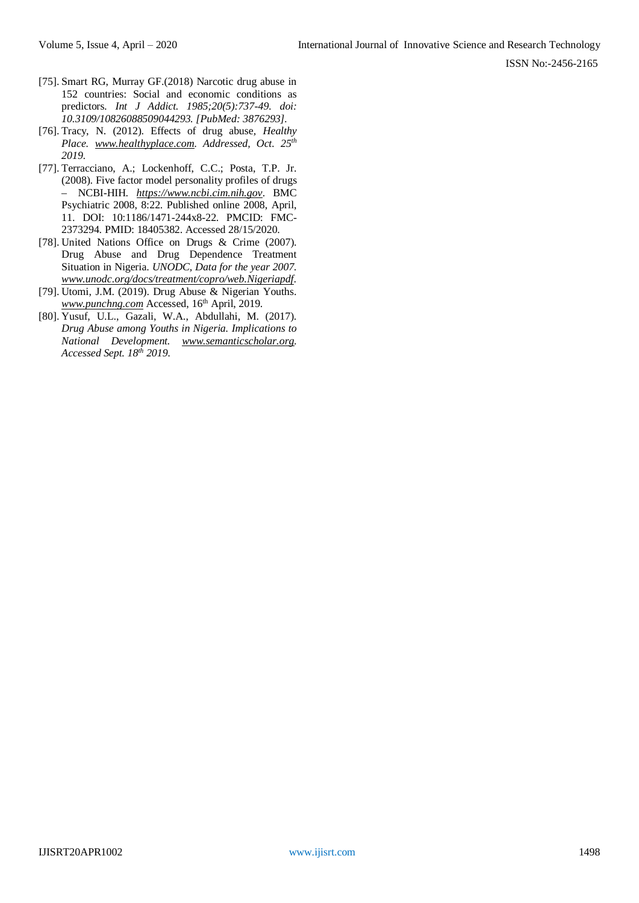[75]. Smart RG, Murray GF.(2018) Narcotic drug abuse in 152 countries: Social and economic conditions as predictors. *Int J Addict. 1985;20(5):737-49. doi: 10.3109/10826088509044293. [PubMed: 3876293].*

[76]. Tracy, N. (2012). Effects of drug abuse, *Healthy Place. www.healthyplace.com. Addressed, Oct. 25th 2019.*

[77]. Terracciano, A.; Lockenhoff, C.C.; Posta, T.P. Jr. (2008). Five factor model personality profiles of drugs – NCBI-HIH. *https://www.ncbi.cim.nih.gov*. BMC Psychiatric 2008, 8:22. Published online 2008, April, 11. DOI: 10:1186/1471-244x8-22. PMCID: FMC-2373294. PMID: 18405382. Accessed 28/15/2020.

[78]. United Nations Office on Drugs & Crime (2007). Drug Abuse and Drug Dependence Treatment Situation in Nigeria. *UNODC, Data for the year 2007. www.unodc.org/docs/treatment/copro/web.Nigeriapdf.*

[79]. Utomi, J.M. (2019). Drug Abuse & Nigerian Youths. *www.punchng.com* Accessed, 16th April, 2019.

[80]. Yusuf, U.L., Gazali, W.A., Abdullahi, M. (2017). *Drug Abuse among Youths in Nigeria. Implications to National Development. www.semanticscholar.org. Accessed Sept. 18th 2019.*